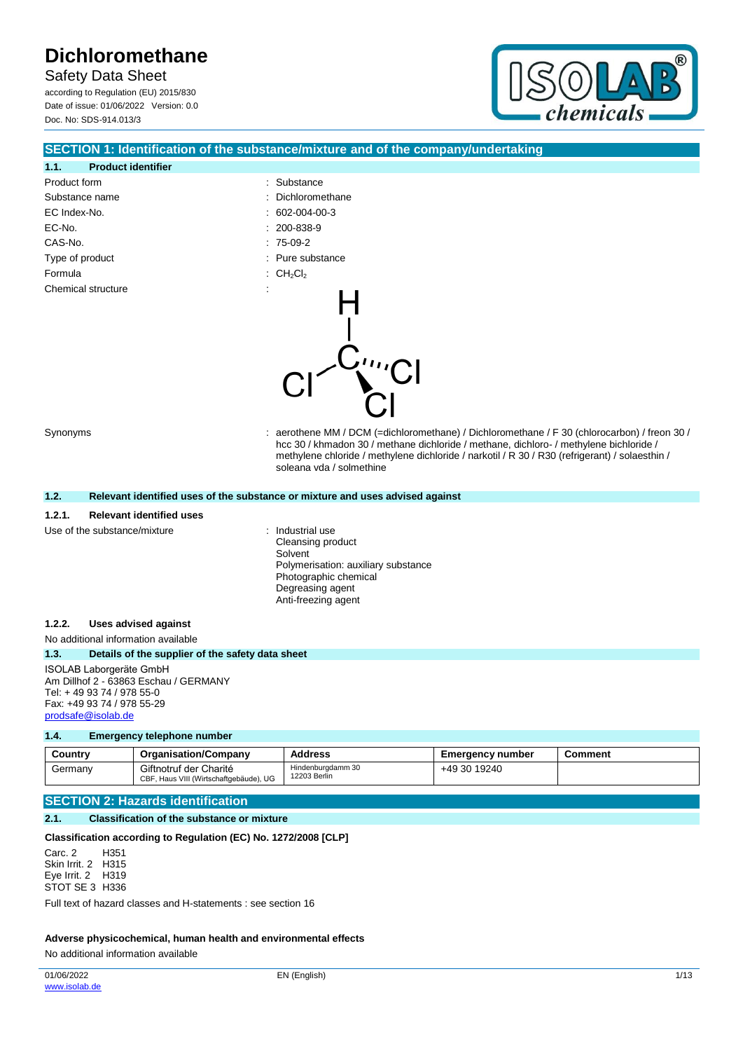# Dichloromethane

Safety Data Sheet

according to Regulation (EU) 2015/830

Date of issue: 01/06/2022 Version: 0.0

Doc. No: SDS-914.013/3

## SECTION 1: Identification of the substance/mixture and of the company/undertaking

### 1.1. Product identifier

| | |
|---|---|
| Product form | : Substance |
| Substance name | : Dichloromethane |
| EC Index-No. | : 602-004-00-3 |
| EC-No. | : 200-838-9 |
| CAS-No. | : 75-09-2 |
| Type of product | : Pure substance |
| Formula | : $CH_2Cl_2$ |
| Chemical structure | : |

Synonyms : aerothene MM / DCM (=dichloromethane) / Dichloromethane / F 30 (chlorocarbon) / freon 30 / hcc 30 / khmadon 30 / methane dichloride / methane, dichloro- / methylene bichloride / methylene chloride / methylene dichloride / narkotil / R 30 / R30 (refrigerant) / solaesthin / soleana vda / solmethine

### 1.2. Relevant identified uses of the substance or mixture and uses advised against

#### 1.2.1. Relevant identified uses

Use of the substance/mixture : Industrial use
Cleansing product
Solvent
Polymerisation: auxiliary substance
Photographic chemical
Degreasing agent
Anti-freezing agent

#### 1.2.2. Uses advised against

No additional information available

### 1.3. Details of the supplier of the safety data sheet

ISOLAB Laborgeräte GmbH
Am Dillhof 2 - 63863 Eschau / GERMANY
Tel: + 49 93 74 / 978 55-0
Fax: +49 93 74 / 978 55-29
prodsafe@isolab.de

### 1.4. Emergency telephone number

| Country | Organisation/Company | Address | Emergency number | Comment |
|---|---|---|---|---|
| Germany | Giftnotruf der Charité<br>CBF, Haus VIII (Wirtschaftgebäude), UG | Hindenburgdamm 30<br>12203 Berlin | +49 30 19240 | |

## SECTION 2: Hazards identification

### 2.1. Classification of the substance or mixture

**Classification according to Regulation (EC) No. 1272/2008 [CLP]**

Carc. 2 H351
Skin Irrit. 2 H315
Eye Irrit. 2 H319
STOT SE 3 H336

Full text of hazard classes and H-statements : see section 16

**Adverse physicochemical, human health and environmental effects**

No additional information available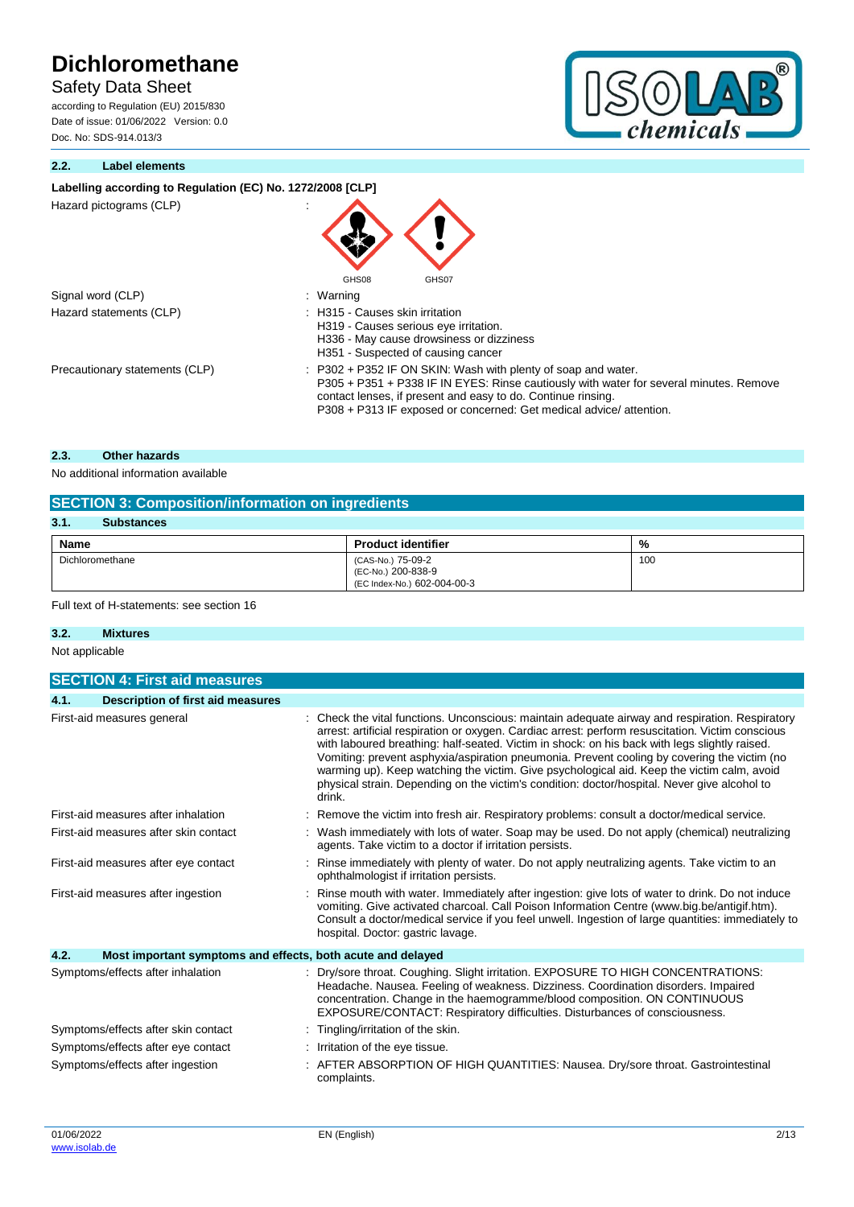### 2.2. Label elements

**Labelling according to Regulation (EC) No. 1272/2008 [CLP]**

| | |
|---|---|
| Hazard pictograms (CLP) | : GHS08 GHS07 |
| Signal word (CLP) | : Warning |
| Hazard statements (CLP) | : H315 - Causes skin irritation<br>H319 - Causes serious eye irritation.<br>H336 - May cause drowsiness or dizziness<br>H351 - Suspected of causing cancer |
| Precautionary statements (CLP) | : P302 + P352 IF ON SKIN: Wash with plenty of soap and water.<br>P305 + P351 + P338 IF IN EYES: Rinse cautiously with water for several minutes. Remove contact lenses, if present and easy to do. Continue rinsing.<br>P308 + P313 IF exposed or concerned: Get medical advice/ attention. |

### 2.3. Other hazards

No additional information available

## SECTION 3: Composition/information on ingredients

### 3.1. Substances

| Name | Product identifier | % |
|---|---|---|
| Dichloromethane | (CAS-No.) 75-09-2<br>(EC-No.) 200-838-9<br>(EC Index-No.) 602-004-00-3 | 100 |

Full text of H-statements: see section 16

### 3.2. Mixtures

Not applicable

## SECTION 4: First aid measures

### 4.1. Description of first aid measures

| | |
|---|---|
| First-aid measures general | : Check the vital functions. Unconscious: maintain adequate airway and respiration. Respiratory arrest: artificial respiration or oxygen. Cardiac arrest: perform resuscitation. Victim conscious with laboured breathing: half-seated. Victim in shock: on his back with legs slightly raised. Vomiting: prevent asphyxia/aspiration pneumonia. Prevent cooling by covering the victim (no warming up). Keep watching the victim. Give psychological aid. Keep the victim calm, avoid physical strain. Depending on the victim's condition: doctor/hospital. Never give alcohol to drink. |
| First-aid measures after inhalation | : Remove the victim into fresh air. Respiratory problems: consult a doctor/medical service. |
| First-aid measures after skin contact | : Wash immediately with lots of water. Soap may be used. Do not apply (chemical) neutralizing agents. Take victim to a doctor if irritation persists. |
| First-aid measures after eye contact | : Rinse immediately with plenty of water. Do not apply neutralizing agents. Take victim to an ophthalmologist if irritation persists. |
| First-aid measures after ingestion | : Rinse mouth with water. Immediately after ingestion: give lots of water to drink. Do not induce vomiting. Give activated charcoal. Call Poison Information Centre (www.big.be/antigif.htm). Consult a doctor/medical service if you feel unwell. Ingestion of large quantities: immediately to hospital. Doctor: gastric lavage. |

### 4.2. Most important symptoms and effects, both acute and delayed

| | |
|---|---|
| Symptoms/effects after inhalation | : Dry/sore throat. Coughing. Slight irritation. EXPOSURE TO HIGH CONCENTRATIONS: Headache. Nausea. Feeling of weakness. Dizziness. Coordination disorders. Impaired concentration. Change in the haemogramme/blood composition. ON CONTINUOUS EXPOSURE/CONTACT: Respiratory difficulties. Disturbances of consciousness. |
| Symptoms/effects after skin contact | : Tingling/irritation of the skin. |
| Symptoms/effects after eye contact | : Irritation of the eye tissue. |
| Symptoms/effects after ingestion | : AFTER ABSORPTION OF HIGH QUANTITIES: Nausea. Dry/sore throat. Gastrointestinal complaints. |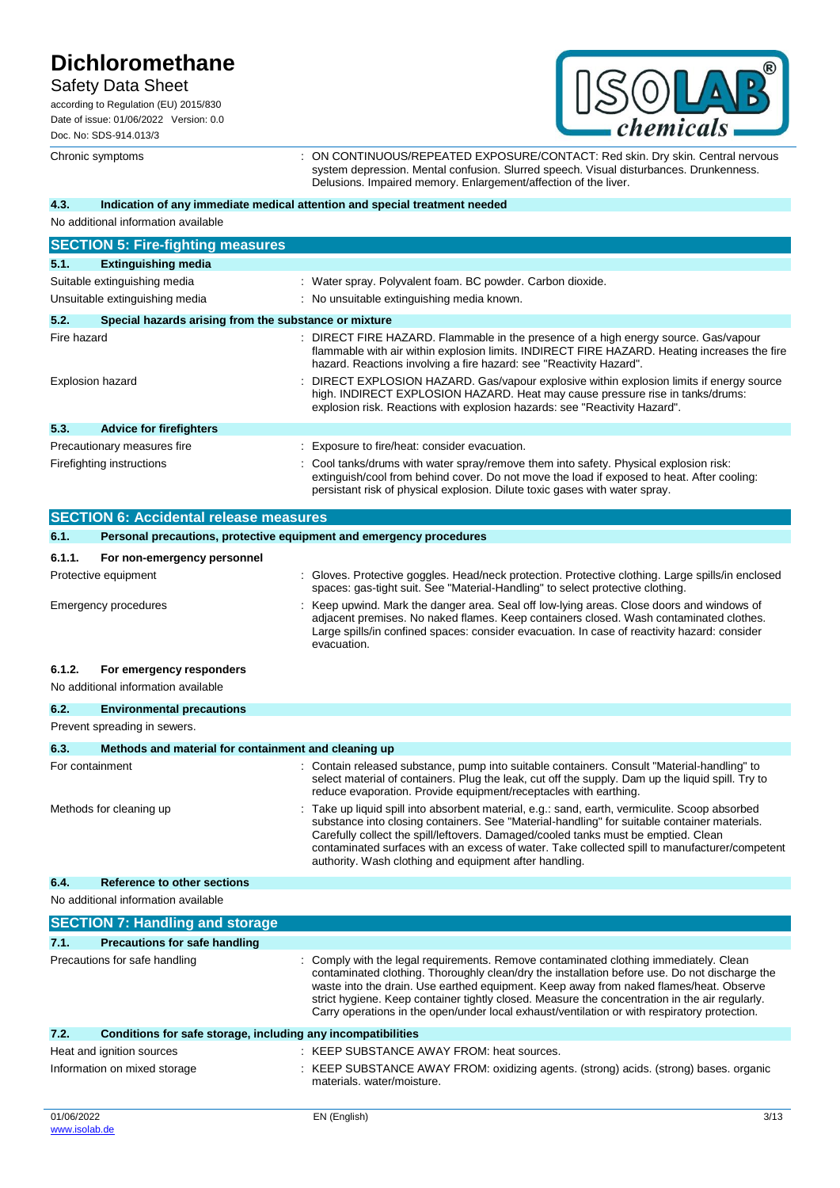| | |
|---|---|
| Chronic symptoms | : ON CONTINUOUS/REPEATED EXPOSURE/CONTACT: Red skin. Dry skin. Central nervous system depression. Mental confusion. Slurred speech. Visual disturbances. Drunkenness. Delusions. Impaired memory. Enlargement/affection of the liver. |

### 4.3. Indication of any immediate medical attention and special treatment needed

No additional information available

## SECTION 5: Fire-fighting measures

### 5.1. Extinguishing media

| | |
|---|---|
| Suitable extinguishing media | : Water spray. Polyvalent foam. BC powder. Carbon dioxide. |
| Unsuitable extinguishing media | : No unsuitable extinguishing media known. |

### 5.2. Special hazards arising from the substance or mixture

| | |
|---|---|
| Fire hazard | : DIRECT FIRE HAZARD. Flammable in the presence of a high energy source. Gas/vapour flammable with air within explosion limits. INDIRECT FIRE HAZARD. Heating increases the fire hazard. Reactions involving a fire hazard: see "Reactivity Hazard". |
| Explosion hazard | : DIRECT EXPLOSION HAZARD. Gas/vapour explosive within explosion limits if energy source high. INDIRECT EXPLOSION HAZARD. Heat may cause pressure rise in tanks/drums: explosion risk. Reactions with explosion hazards: see "Reactivity Hazard". |

### 5.3. Advice for firefighters

| | |
|---|---|
| Precautionary measures fire | : Exposure to fire/heat: consider evacuation. |
| Firefighting instructions | : Cool tanks/drums with water spray/remove them into safety. Physical explosion risk: extinguish/cool from behind cover. Do not move the load if exposed to heat. After cooling: persistant risk of physical explosion. Dilute toxic gases with water spray. |

## SECTION 6: Accidental release measures

### 6.1. Personal precautions, protective equipment and emergency procedures

#### 6.1.1. For non-emergency personnel

| | |
|---|---|
| Protective equipment | : Gloves. Protective goggles. Head/neck protection. Protective clothing. Large spills/in enclosed spaces: gas-tight suit. See "Material-Handling" to select protective clothing. |
| Emergency procedures | : Keep upwind. Mark the danger area. Seal off low-lying areas. Close doors and windows of adjacent premises. No naked flames. Keep containers closed. Wash contaminated clothes. Large spills/in confined spaces: consider evacuation. In case of reactivity hazard: consider evacuation. |

#### 6.1.2. For emergency responders

No additional information available

### 6.2. Environmental precautions

Prevent spreading in sewers.

### 6.3. Methods and material for containment and cleaning up

| | |
|---|---|
| For containment | : Contain released substance, pump into suitable containers. Consult "Material-handling" to select material of containers. Plug the leak, cut off the supply. Dam up the liquid spill. Try to reduce evaporation. Provide equipment/receptacles with earthing. |
| Methods for cleaning up | : Take up liquid spill into absorbent material, e.g.: sand, earth, vermiculite. Scoop absorbed substance into closing containers. See "Material-handling" for suitable container materials. Carefully collect the spill/leftovers. Damaged/cooled tanks must be emptied. Clean contaminated surfaces with an excess of water. Take collected spill to manufacturer/competent authority. Wash clothing and equipment after handling. |

### 6.4. Reference to other sections

No additional information available

## SECTION 7: Handling and storage

### 7.1. Precautions for safe handling

| | |
|---|---|
| Precautions for safe handling | : Comply with the legal requirements. Remove contaminated clothing immediately. Clean contaminated clothing. Thoroughly clean/dry the installation before use. Do not discharge the waste into the drain. Use earthed equipment. Keep away from naked flames/heat. Observe strict hygiene. Keep container tightly closed. Measure the concentration in the air regularly. Carry operations in the open/under local exhaust/ventilation or with respiratory protection. |

### 7.2. Conditions for safe storage, including any incompatibilities

| | |
|---|---|
| Heat and ignition sources | : KEEP SUBSTANCE AWAY FROM: heat sources. |
| Information on mixed storage | : KEEP SUBSTANCE AWAY FROM: oxidizing agents. (strong) acids. (strong) bases. organic materials. water/moisture. |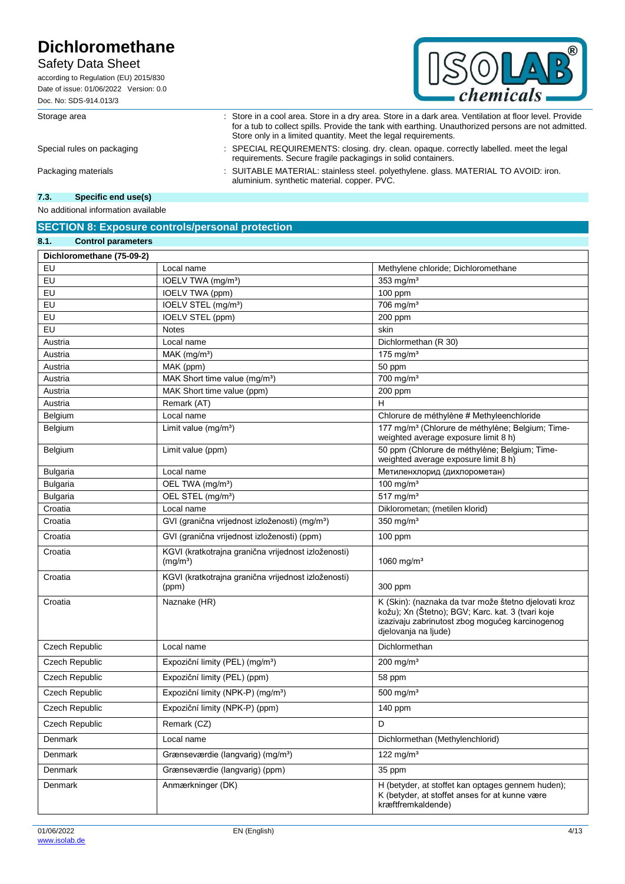| | | |
|---|---|---|
| Storage area | : | Store in a cool area. Store in a dry area. Store in a dark area. Ventilation at floor level. Provide for a tub to collect spills. Provide the tank with earthing. Unauthorized persons are not admitted. Store only in a limited quantity. Meet the legal requirements. |
| Special rules on packaging | : | SPECIAL REQUIREMENTS: closing. dry. clean. opaque. correctly labelled. meet the legal requirements. Secure fragile packagings in solid containers. |
| Packaging materials | : | SUITABLE MATERIAL: stainless steel. polyethylene. glass. MATERIAL TO AVOID: iron. aluminium. synthetic material. copper. PVC. |

### 7.3. Specific end use(s)

No additional information available

## SECTION 8: Exposure controls/personal protection

### 8.1. Control parameters

| Dichloromethane (75-09-2) | | |
|---|---|---|
| EU | Local name | Methylene chloride; Dichloromethane |
| EU | IOELV TWA (mg/m³) | 353 mg/m³ |
| EU | IOELV TWA (ppm) | 100 ppm |
| EU | IOELV STEL (mg/m³) | 706 mg/m³ |
| EU | IOELV STEL (ppm) | 200 ppm |
| EU | Notes | skin |
| Austria | Local name | Dichlormethan (R 30) |
| Austria | MAK (mg/m³) | 175 mg/m³ |
| Austria | MAK (ppm) | 50 ppm |
| Austria | MAK Short time value (mg/m³) | 700 mg/m³ |
| Austria | MAK Short time value (ppm) | 200 ppm |
| Austria | Remark (AT) | H |
| Belgium | Local name | Chlorure de méthylène # Methyleenchloride |
| Belgium | Limit value (mg/m³) | 177 mg/m³ (Chlorure de méthylène; Belgium; Time-weighted average exposure limit 8 h) |
| Belgium | Limit value (ppm) | 50 ppm (Chlorure de méthylène; Belgium; Time-weighted average exposure limit 8 h) |
| Bulgaria | Local name | Метиленхлорид (дихлорометан) |
| Bulgaria | OEL TWA (mg/m³) | 100 mg/m³ |
| Bulgaria | OEL STEL (mg/m³) | 517 mg/m³ |
| Croatia | Local name | Diklorometan; (metilen klorid) |
| Croatia | GVI (granična vrijednost izloženosti) (mg/m³) | 350 mg/m³ |
| Croatia | GVI (granična vrijednost izloženosti) (ppm) | 100 ppm |
| Croatia | KGVI (kratkotrajna granična vrijednost izloženosti) (mg/m³) | 1060 mg/m³ |
| Croatia | KGVI (kratkotrajna granična vrijednost izloženosti) (ppm) | 300 ppm |
| Croatia | Naznake (HR) | K (Skin): (naznaka da tvar može štetno djelovati kroz kožu); Xn (Štetno); BGV; Karc. kat. 3 (tvari koje izazivaju zabrinutost zbog mogućeg karcinogenog djelovanja na ljude) |
| Czech Republic | Local name | Dichlormethan |
| Czech Republic | Expoziční limity (PEL) (mg/m³) | 200 mg/m³ |
| Czech Republic | Expoziční limity (PEL) (ppm) | 58 ppm |
| Czech Republic | Expoziční limity (NPK-P) (mg/m³) | 500 mg/m³ |
| Czech Republic | Expoziční limity (NPK-P) (ppm) | 140 ppm |
| Czech Republic | Remark (CZ) | D |
| Denmark | Local name | Dichlormethan (Methylenchlorid) |
| Denmark | Grænseværdie (langvarig) (mg/m³) | 122 mg/m³ |
| Denmark | Grænseværdie (langvarig) (ppm) | 35 ppm |
| Denmark | Anmærkninger (DK) | H (betyder, at stoffet kan optages gennem huden); K (betyder, at stoffet anses for at kunne være kræftfremkaldende) |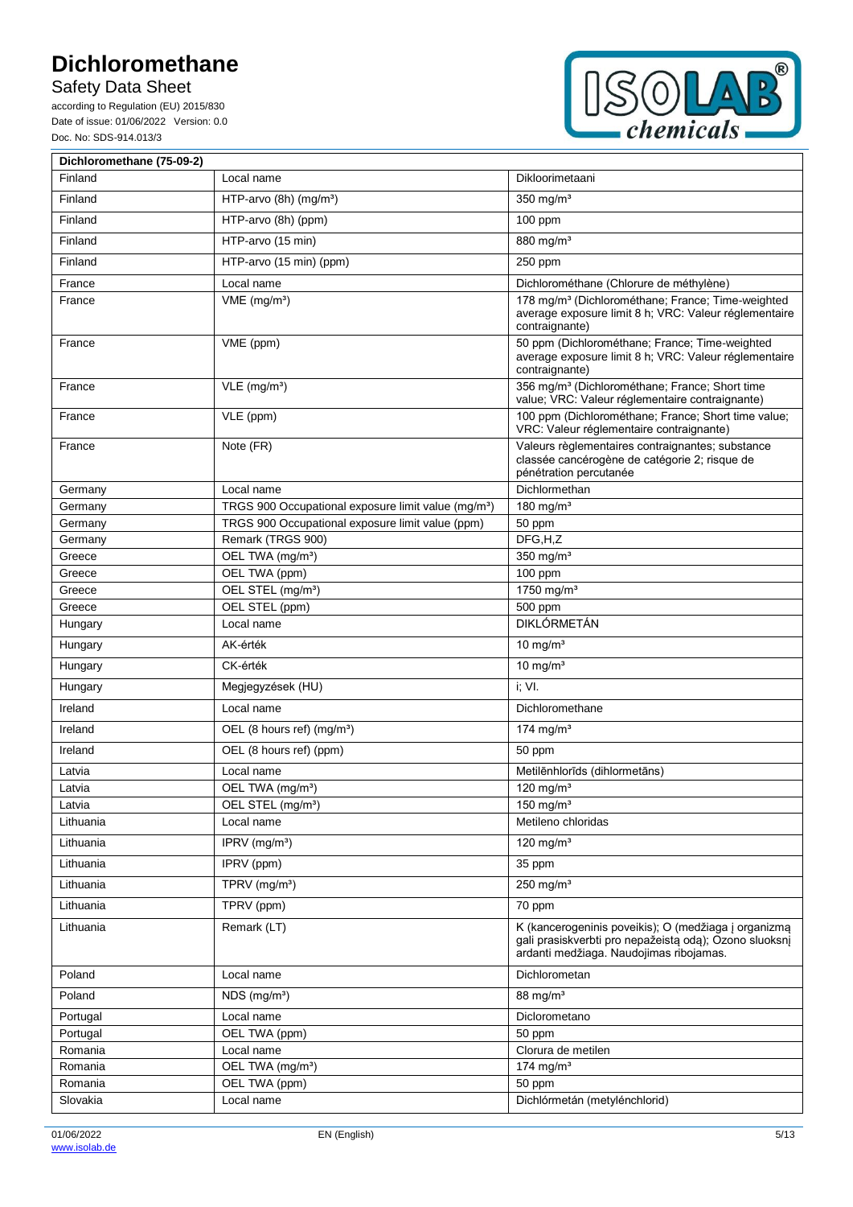| Dichloromethane (75-09-2) | | |
|---|---|---|
| Finland | Local name | Dikloorimetaani |
| Finland | HTP-arvo (8h) (mg/m³) | 350 mg/m³ |
| Finland | HTP-arvo (8h) (ppm) | 100 ppm |
| Finland | HTP-arvo (15 min) | 880 mg/m³ |
| Finland | HTP-arvo (15 min) (ppm) | 250 ppm |
| France | Local name | Dichlorométhane (Chlorure de méthylène) |
| France | VME (mg/m³) | 178 mg/m³ (Dichlorométhane; France; Time-weighted average exposure limit 8 h; VRC: Valeur réglementaire contraignante) |
| France | VME (ppm) | 50 ppm (Dichlorométhane; France; Time-weighted average exposure limit 8 h; VRC: Valeur réglementaire contraignante) |
| France | VLE (mg/m³) | 356 mg/m³ (Dichlorométhane; France; Short time value; VRC: Valeur réglementaire contraignante) |
| France | VLE (ppm) | 100 ppm (Dichlorométhane; France; Short time value; VRC: Valeur réglementaire contraignante) |
| France | Note (FR) | Valeurs règlementaires contraignantes; substance classée cancérogène de catégorie 2; risque de pénétration percutanée |
| Germany | Local name | Dichlormethan |
| Germany | TRGS 900 Occupational exposure limit value (mg/m³) | 180 mg/m³ |
| Germany | TRGS 900 Occupational exposure limit value (ppm) | 50 ppm |
| Germany | Remark (TRGS 900) | DFG,H,Z |
| Greece | OEL TWA (mg/m³) | 350 mg/m³ |
| Greece | OEL TWA (ppm) | 100 ppm |
| Greece | OEL STEL (mg/m³) | 1750 mg/m³ |
| Greece | OEL STEL (ppm) | 500 ppm |
| Hungary | Local name | DIKLÓRMETÁN |
| Hungary | AK-érték | 10 mg/m³ |
| Hungary | CK-érték | 10 mg/m³ |
| Hungary | Megjegyzések (HU) | i; VI. |
| Ireland | Local name | Dichloromethane |
| Ireland | OEL (8 hours ref) (mg/m³) | 174 mg/m³ |
| Ireland | OEL (8 hours ref) (ppm) | 50 ppm |
| Latvia | Local name | Metilēnhlorīds (dihlormetāns) |
| Latvia | OEL TWA (mg/m³) | 120 mg/m³ |
| Latvia | OEL STEL (mg/m³) | 150 mg/m³ |
| Lithuania | Local name | Metileno chloridas |
| Lithuania | IPRV (mg/m³) | 120 mg/m³ |
| Lithuania | IPRV (ppm) | 35 ppm |
| Lithuania | TPRV (mg/m³) | 250 mg/m³ |
| Lithuania | TPRV (ppm) | 70 ppm |
| Lithuania | Remark (LT) | K (kancerogeninis poveikis); O (medžiaga į organizmą gali prasiskverbti pro nepažeistą odą); Ozono sluoksnį ardanti medžiaga. Naudojimas ribojamas. |
| Poland | Local name | Dichlorometan |
| Poland | NDS (mg/m³) | 88 mg/m³ |
| Portugal | Local name | Diclorometano |
| Portugal | OEL TWA (ppm) | 50 ppm |
| Romania | Local name | Clorura de metilen |
| Romania | OEL TWA (mg/m³) | 174 mg/m³ |
| Romania | OEL TWA (ppm) | 50 ppm |
| Slovakia | Local name | Dichlórmetán (metylénchlorid) |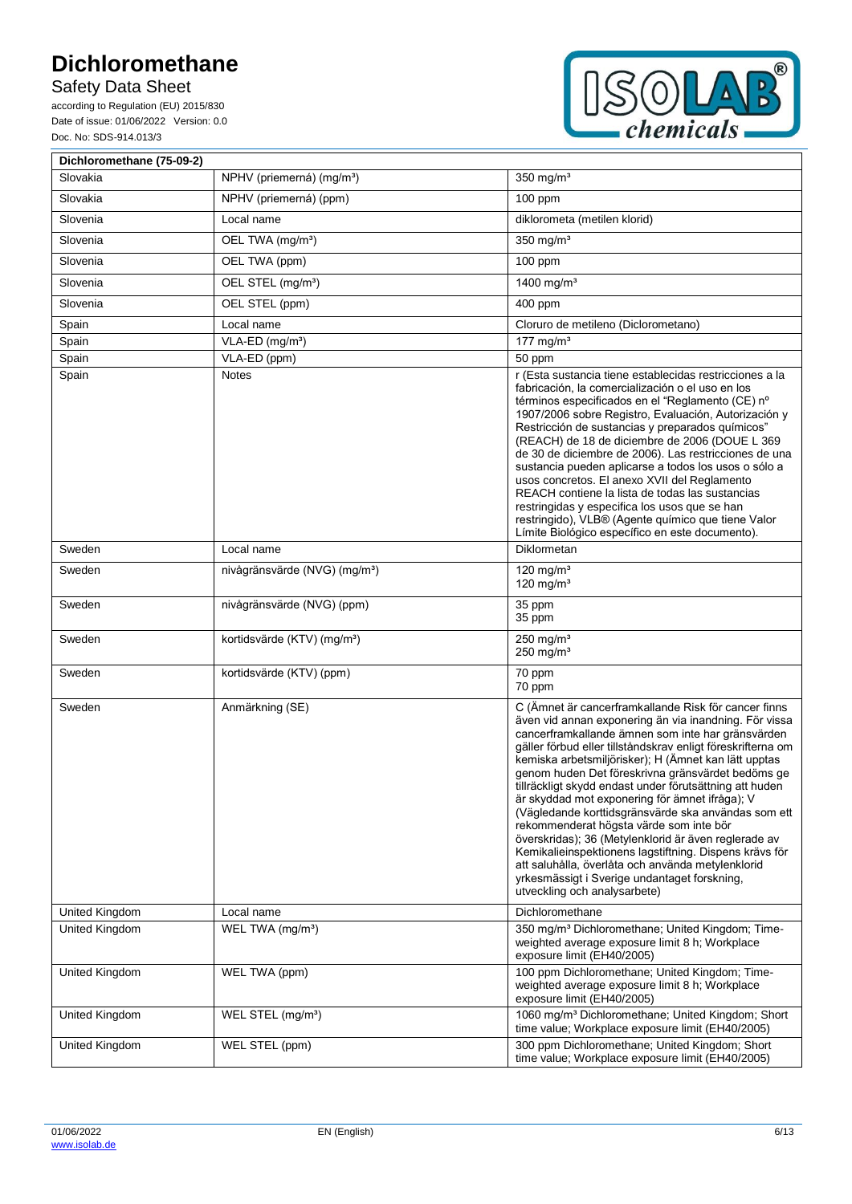| Dichloromethane (75-09-2) | | |
|---|---|---|
| Slovakia | NPHV (priemerná) (mg/m³) | 350 mg/m³ |
| Slovakia | NPHV (priemerná) (ppm) | 100 ppm |
| Slovenia | Local name | diklorometa (metilen klorid) |
| Slovenia | OEL TWA (mg/m³) | 350 mg/m³ |
| Slovenia | OEL TWA (ppm) | 100 ppm |
| Slovenia | OEL STEL (mg/m³) | 1400 mg/m³ |
| Slovenia | OEL STEL (ppm) | 400 ppm |
| Spain | Local name | Cloruro de metileno (Diclorometano) |
| Spain | VLA-ED (mg/m³) | 177 mg/m³ |
| Spain | VLA-ED (ppm) | 50 ppm |
| Spain | Notes | r (Esta sustancia tiene establecidas restricciones a la fabricación, la comercialización o el uso en los términos especificados en el "Reglamento (CE) nº 1907/2006 sobre Registro, Evaluación, Autorización y Restricción de sustancias y preparados químicos" (REACH) de 18 de diciembre de 2006 (DOUE L 369 de 30 de diciembre de 2006). Las restricciones de una sustancia pueden aplicarse a todos los usos o sólo a usos concretos. El anexo XVII del Reglamento REACH contiene la lista de todas las sustancias restringidas y especifica los usos que se han restringido), VLB® (Agente químico que tiene Valor Límite Biológico específico en este documento). |
| Sweden | Local name | Diklormetan |
| Sweden | nivågränsvärde (NVG) (mg/m³) | 120 mg/m³<br>120 mg/m³ |
| Sweden | nivågränsvärde (NVG) (ppm) | 35 ppm<br>35 ppm |
| Sweden | kortidsvärde (KTV) (mg/m³) | 250 mg/m³<br>250 mg/m³ |
| Sweden | kortidsvärde (KTV) (ppm) | 70 ppm<br>70 ppm |
| Sweden | Anmärkning (SE) | C (Ämnet är cancerframkallande Risk för cancer finns även vid annan exponering än via inandning. För vissa cancerframkallande ämnen som inte har gränsvärden gäller förbud eller tillståndskrav enligt föreskrifterna om kemiska arbetsmiljörisker); H (Ämnet kan lätt upptas genom huden Det föreskrivna gränsvärdet bedöms ge tillräckligt skydd endast under förutsättning att huden är skyddad mot exponering för ämnet ifråga); V (Vägledande korttidsgränsvärde ska användas som ett rekommenderat högsta värde som inte bör överskridas); 36 (Metylenklorid är även reglerade av Kemikalieinspektionens lagstiftning. Dispens krävs för att saluhålla, överlåta och använda metylenklorid yrkesmässigt i Sverige undantaget forskning, utveckling och analysarbete) |
| United Kingdom | Local name | Dichloromethane |
| United Kingdom | WEL TWA (mg/m³) | 350 mg/m³ Dichloromethane; United Kingdom; Time-weighted average exposure limit 8 h; Workplace exposure limit (EH40/2005) |
| United Kingdom | WEL TWA (ppm) | 100 ppm Dichloromethane; United Kingdom; Time-weighted average exposure limit 8 h; Workplace exposure limit (EH40/2005) |
| United Kingdom | WEL STEL (mg/m³) | 1060 mg/m³ Dichloromethane; United Kingdom; Short time value; Workplace exposure limit (EH40/2005) |
| United Kingdom | WEL STEL (ppm) | 300 ppm Dichloromethane; United Kingdom; Short time value; Workplace exposure limit (EH40/2005) |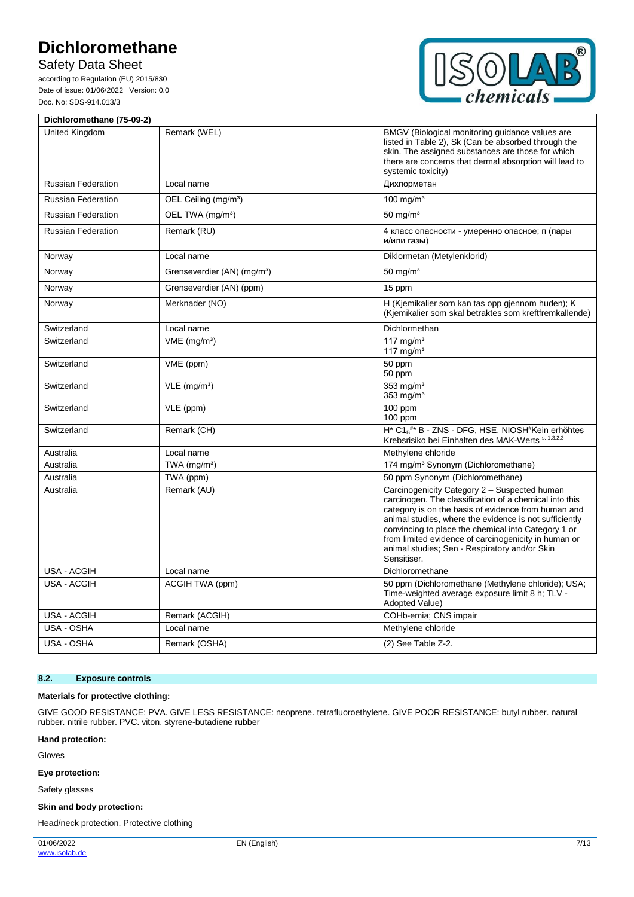| Dichloromethane (75-09-2) | | |
|---|---|---|
| United Kingdom | Remark (WEL) | BMGV (Biological monitoring guidance values are listed in Table 2), Sk (Can be absorbed through the skin. The assigned substances are those for which there are concerns that dermal absorption will lead to systemic toxicity) |
| Russian Federation | Local name | Дихлорметан |
| Russian Federation | OEL Ceiling (mg/m³) | 100 mg/m³ |
| Russian Federation | OEL TWA (mg/m³) | 50 mg/m³ |
| Russian Federation | Remark (RU) | 4 класс опасности - умеренно опасное; п (пары и/или газы) |
| Norway | Local name | Diklormetan (Metylenklorid) |
| Norway | Grenseverdier (AN) (mg/m³) | 50 mg/m³ |
| Norway | Grenseverdier (AN) (ppm) | 15 ppm |
| Norway | Merknader (NO) | H (Kjemikalier som kan tas opp gjennom huden); K (Kjemikalier som skal betraktes som kreftfremkallende) |
| Switzerland | Local name | Dichlormethan |
| Switzerland | VME (mg/m³) | 117 mg/m³<br>117 mg/m³ |
| Switzerland | VME (ppm) | 50 ppm<br>50 ppm |
| Switzerland | VLE (mg/m³) | 353 mg/m³<br>353 mg/m³ |
| Switzerland | VLE (ppm) | 100 ppm<br>100 ppm |
| Switzerland | Remark (CH) | H* $C1_B$#* B - ZNS - DFG, HSE, NIOSH#Kein erhöhtes Krebsrisiko bei Einhalten des MAK-Werts s. 1.3.2.3 |
| Australia | Local name | Methylene chloride |
| Australia | TWA (mg/m³) | 174 mg/m³ Synonym (Dichloromethane) |
| Australia | TWA (ppm) | 50 ppm Synonym (Dichloromethane) |
| Australia | Remark (AU) | Carcinogenicity Category 2 – Suspected human carcinogen. The classification of a chemical into this category is on the basis of evidence from human and animal studies, where the evidence is not sufficiently convincing to place the chemical into Category 1 or from limited evidence of carcinogenicity in human or animal studies; Sen - Respiratory and/or Skin Sensitiser. |
| USA - ACGIH | Local name | Dichloromethane |
| USA - ACGIH | ACGIH TWA (ppm) | 50 ppm (Dichloromethane (Methylene chloride); USA; Time-weighted average exposure limit 8 h; TLV - Adopted Value) |
| USA - ACGIH | Remark (ACGIH) | COHb-emia; CNS impair |
| USA - OSHA | Local name | Methylene chloride |
| USA - OSHA | Remark (OSHA) | (2) See Table Z-2. |

## 8.2. Exposure controls

**Materials for protective clothing:**

GIVE GOOD RESISTANCE: PVA. GIVE LESS RESISTANCE: neoprene. tetrafluoroethylene. GIVE POOR RESISTANCE: butyl rubber. natural rubber. nitrile rubber. PVC. viton. styrene-butadiene rubber

**Hand protection:**

Gloves

**Eye protection:**

Safety glasses

**Skin and body protection:**

Head/neck protection. Protective clothing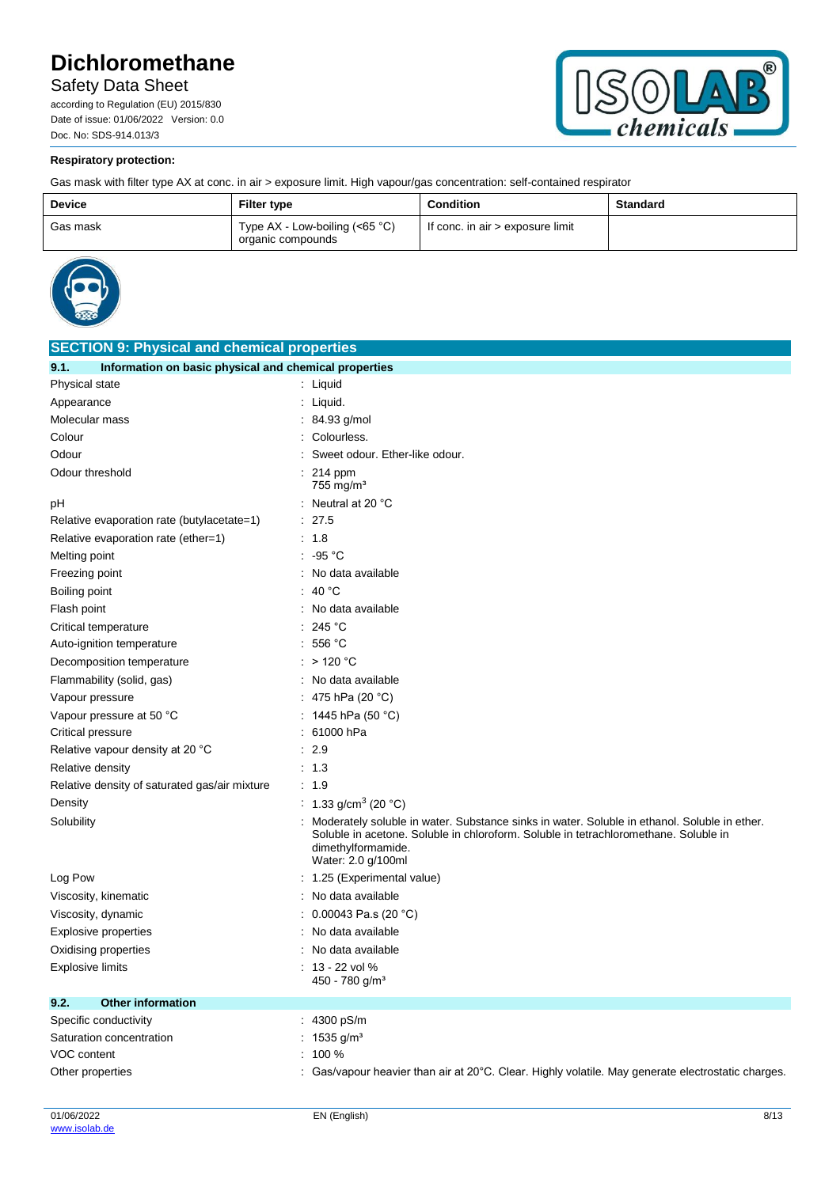**Respiratory protection:**

Gas mask with filter type AX at conc. in air > exposure limit. High vapour/gas concentration: self-contained respirator

| Device | Filter type | Condition | Standard |
|---|---|---|---|
| Gas mask | Type AX - Low-boiling (<65 °C) organic compounds | If conc. in air > exposure limit | |

## SECTION 9: Physical and chemical properties

### 9.1. Information on basic physical and chemical properties

| | |
|---|---|
| Physical state | : Liquid |
| Appearance | : Liquid. |
| Molecular mass | : 84.93 g/mol |
| Colour | : Colourless. |
| Odour | : Sweet odour. Ether-like odour. |
| Odour threshold | : 214 ppm<br>755 mg/m³ |
| pH | : Neutral at 20 °C |
| Relative evaporation rate (butylacetate=1) | : 27.5 |
| Relative evaporation rate (ether=1) | : 1.8 |
| Melting point | : -95 °C |
| Freezing point | : No data available |
| Boiling point | : 40 °C |
| Flash point | : No data available |
| Critical temperature | : 245 °C |
| Auto-ignition temperature | : 556 °C |
| Decomposition temperature | : > 120 °C |
| Flammability (solid, gas) | : No data available |
| Vapour pressure | : 475 hPa (20 °C) |
| Vapour pressure at 50 °C | : 1445 hPa (50 °C) |
| Critical pressure | : 61000 hPa |
| Relative vapour density at 20 °C | : 2.9 |
| Relative density | : 1.3 |
| Relative density of saturated gas/air mixture | : 1.9 |
| Density | : 1.33 g/cm³ (20 °C) |
| Solubility | : Moderately soluble in water. Substance sinks in water. Soluble in ethanol. Soluble in ether. Soluble in acetone. Soluble in chloroform. Soluble in tetrachloromethane. Soluble in dimethylformamide.<br>Water: 2.0 g/100ml |
| Log Pow | : 1.25 (Experimental value) |
| Viscosity, kinematic | : No data available |
| Viscosity, dynamic | : 0.00043 Pa.s (20 °C) |
| Explosive properties | : No data available |
| Oxidising properties | : No data available |
| Explosive limits | : 13 - 22 vol %<br>450 - 780 g/m³ |

### 9.2. Other information

| | |
|---|---|
| Specific conductivity | : 4300 pS/m |
| Saturation concentration | : 1535 g/m³ |
| VOC content | : 100 % |
| Other properties | : Gas/vapour heavier than air at 20°C. Clear. Highly volatile. May generate electrostatic charges. |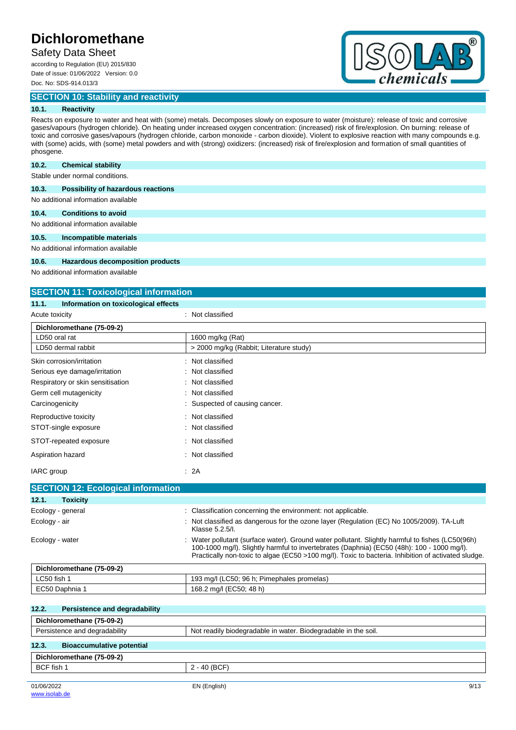## SECTION 10: Stability and reactivity

### 10.1. Reactivity

Reacts on exposure to water and heat with (some) metals. Decomposes slowly on exposure to water (moisture): release of toxic and corrosive gases/vapours (hydrogen chloride). On heating under increased oxygen concentration: (increased) risk of fire/explosion. On burning: release of toxic and corrosive gases/vapours (hydrogen chloride, carbon monoxide - carbon dioxide). Violent to explosive reaction with many compounds e.g. with (some) acids, with (some) metal powders and with (strong) oxidizers: (increased) risk of fire/explosion and formation of small quantities of phosgene.

### 10.2. Chemical stability

Stable under normal conditions.

### 10.3. Possibility of hazardous reactions

No additional information available

### 10.4. Conditions to avoid

No additional information available

### 10.5. Incompatible materials

No additional information available

### 10.6. Hazardous decomposition products

No additional information available

## SECTION 11: Toxicological information

### 11.1. Information on toxicological effects

Acute toxicity : Not classified

| Dichloromethane (75-09-2) | |
|---|---|
| LD50 oral rat | 1600 mg/kg (Rat) |
| LD50 dermal rabbit | > 2000 mg/kg (Rabbit; Literature study) |

Skin corrosion/irritation : Not classified

Serious eye damage/irritation : Not classified

Respiratory or skin sensitisation : Not classified

Germ cell mutagenicity : Not classified

Carcinogenicity : Suspected of causing cancer.

Reproductive toxicity : Not classified

STOT-single exposure : Not classified

STOT-repeated exposure : Not classified

Aspiration hazard : Not classified

IARC group : 2A

## SECTION 12: Ecological information

### 12.1. Toxicity

Ecology - general : Classification concerning the environment: not applicable.

Ecology - air : Not classified as dangerous for the ozone layer (Regulation (EC) No 1005/2009). TA-Luft Klasse 5.2.5/I.

Ecology - water : Water pollutant (surface water). Ground water pollutant. Slightly harmful to fishes (LC50(96h) 100-1000 mg/l). Slightly harmful to invertebrates (Daphnia) (EC50 (48h): 100 - 1000 mg/l). Practically non-toxic to algae (EC50 >100 mg/l). Toxic to bacteria. Inhibition of activated sludge.

| Dichloromethane (75-09-2) | |
|---|---|
| LC50 fish 1 | 193 mg/l (LC50; 96 h; Pimephales promelas) |
| EC50 Daphnia 1 | 168.2 mg/l (EC50; 48 h) |

### 12.2. Persistence and degradability

| Dichloromethane (75-09-2) | |
|---|---|
| Persistence and degradability | Not readily biodegradable in water. Biodegradable in the soil. |

### 12.3. Bioaccumulative potential

| Dichloromethane (75-09-2) | |
|---|---|
| BCF fish 1 | 2 - 40 (BCF) |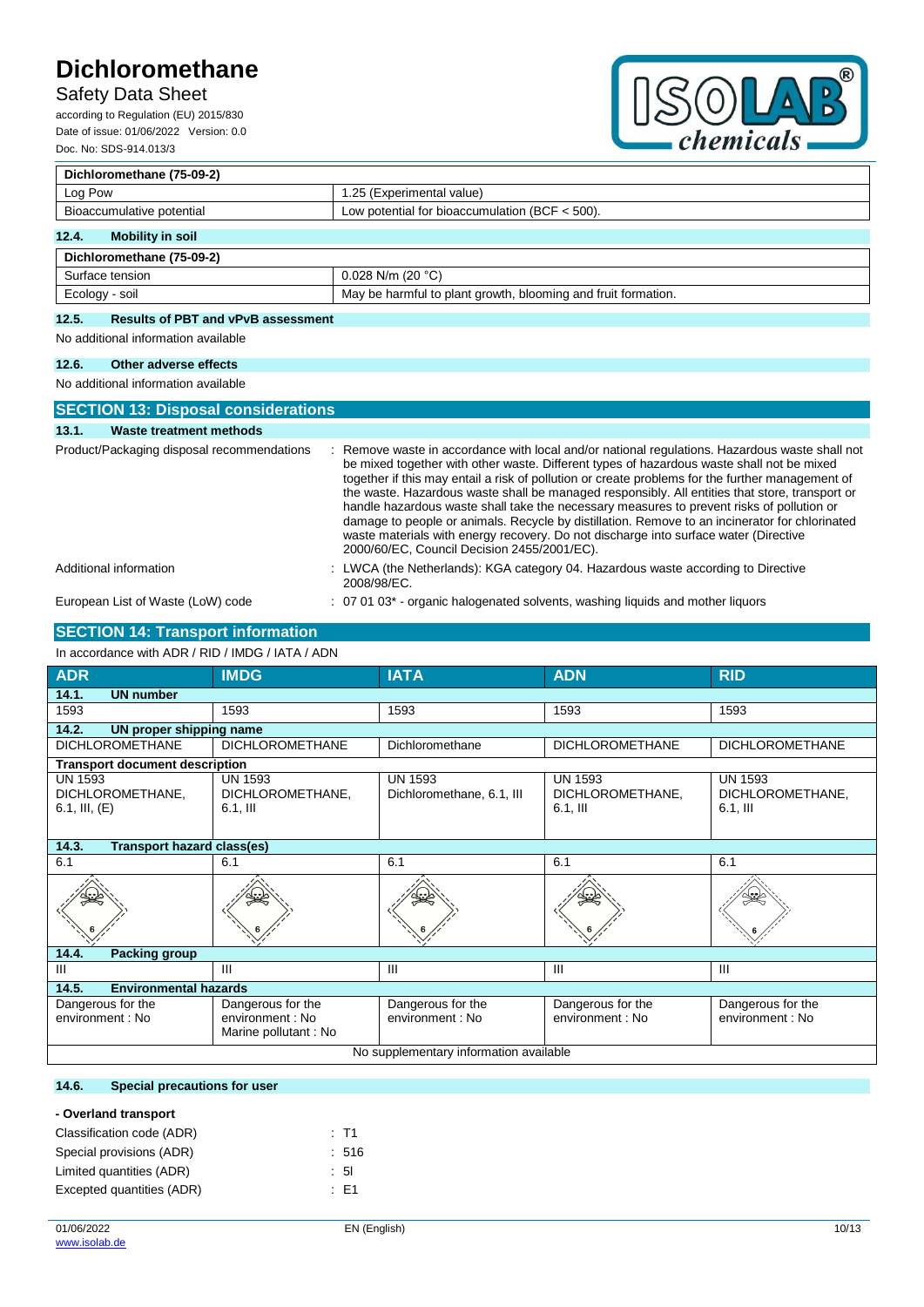| Dichloromethane (75-09-2) | |
|---|---|
| Log Pow | 1.25 (Experimental value) |
| Bioaccumulative potential | Low potential for bioaccumulation (BCF < 500). |

### 12.4. Mobility in soil

| Dichloromethane (75-09-2) | |
|---|---|
| Surface tension | 0.028 N/m (20 °C) |
| Ecology - soil | May be harmful to plant growth, blooming and fruit formation. |

### 12.5. Results of PBT and vPvB assessment

No additional information available

### 12.6. Other adverse effects

No additional information available

## SECTION 13: Disposal considerations

### 13.1. Waste treatment methods

Product/Packaging disposal recommendations : Remove waste in accordance with local and/or national regulations. Hazardous waste shall not be mixed together with other waste. Different types of hazardous waste shall not be mixed together if this may entail a risk of pollution or create problems for the further management of the waste. Hazardous waste shall be managed responsibly. All entities that store, transport or handle hazardous waste shall take the necessary measures to prevent risks of pollution or damage to people or animals. Recycle by distillation. Remove to an incinerator for chlorinated waste materials with energy recovery. Do not discharge into surface water (Directive 2000/60/EC, Council Decision 2455/2001/EC).

Additional information : LWCA (the Netherlands): KGA category 04. Hazardous waste according to Directive 2008/98/EC.

European List of Waste (LoW) code : 07 01 03* - organic halogenated solvents, washing liquids and mother liquors

## SECTION 14: Transport information

In accordance with ADR / RID / IMDG / IATA / ADN

| ADR | IMDG | IATA | ADN | RID |
|---|---|---|---|---|
| **14.1. UN number** | | | | |
| 1593 | 1593 | 1593 | 1593 | 1593 |
| **14.2. UN proper shipping name** | | | | |
| DICHLOROMETHANE | DICHLOROMETHANE | Dichloromethane | DICHLOROMETHANE | DICHLOROMETHANE |
| **Transport document description** | | | | |
| UN 1593 DICHLOROMETHANE, 6.1, III, (E) | UN 1593 DICHLOROMETHANE, 6.1, III | UN 1593 Dichloromethane, 6.1, III | UN 1593 DICHLOROMETHANE, 6.1, III | UN 1593 DICHLOROMETHANE, 6.1, III |
| **14.3. Transport hazard class(es)** | | | | |
| 6.1 | 6.1 | 6.1 | 6.1 | 6.1 |
| **14.4. Packing group** | | | | |
| III | III | III | III | III |
| **14.5. Environmental hazards** | | | | |
| Dangerous for the environment : No | Dangerous for the environment : No<br>Marine pollutant : No | Dangerous for the environment : No | Dangerous for the environment : No | Dangerous for the environment : No |
| No supplementary information available | | | | |

### 14.6. Special precautions for user

**- Overland transport**

Classification code (ADR) : T1

Special provisions (ADR) : 516

Limited quantities (ADR) : 5l

Excepted quantities (ADR) : E1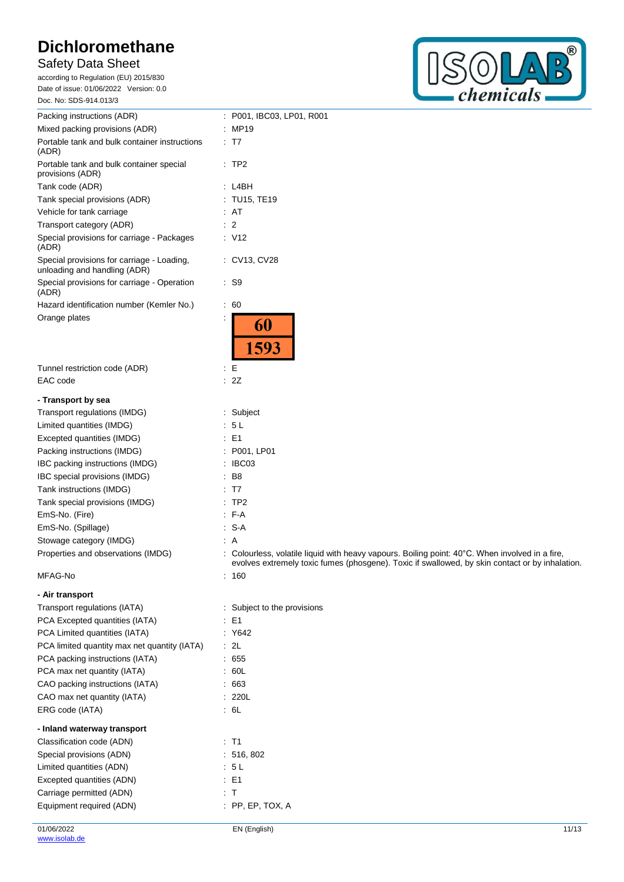Packing instructions (ADR) : P001, IBC03, LP01, R001

Mixed packing provisions (ADR) : MP19

Portable tank and bulk container instructions (ADR) : T7

Portable tank and bulk container special provisions (ADR) : TP2

Tank code (ADR) : L4BH

Tank special provisions (ADR) : TU15, TE19

Vehicle for tank carriage : AT

Transport category (ADR) : 2

Special provisions for carriage - Packages (ADR) : V12

Special provisions for carriage - Loading, unloading and handling (ADR) : CV13, CV28

Special provisions for carriage - Operation (ADR) : S9

Hazard identification number (Kemler No.) : 60

Orange plates :

| 60 |
|---|
| 1593 |

Tunnel restriction code (ADR) : E

EAC code : 2Z

**- Transport by sea**

Transport regulations (IMDG) : Subject

Limited quantities (IMDG) : 5 L

Excepted quantities (IMDG) : E1

Packing instructions (IMDG) : P001, LP01

IBC packing instructions (IMDG) : IBC03

IBC special provisions (IMDG) : B8

Tank instructions (IMDG) : T7

Tank special provisions (IMDG) : TP2

EmS-No. (Fire) : F-A

EmS-No. (Spillage) : S-A

Stowage category (IMDG) : A

Properties and observations (IMDG) : Colourless, volatile liquid with heavy vapours. Boiling point: 40°C. When involved in a fire, evolves extremely toxic fumes (phosgene). Toxic if swallowed, by skin contact or by inhalation.

MFAG-No : 160

**- Air transport**

Transport regulations (IATA) : Subject to the provisions

PCA Excepted quantities (IATA) : E1

PCA Limited quantities (IATA) : Y642

PCA limited quantity max net quantity (IATA) : 2L

PCA packing instructions (IATA) : 655

PCA max net quantity (IATA) : 60L

CAO packing instructions (IATA) : 663

CAO max net quantity (IATA) : 220L

ERG code (IATA) : 6L

**- Inland waterway transport**

Classification code (ADN) : T1

Special provisions (ADN) : 516, 802

Limited quantities (ADN) : 5 L

Excepted quantities (ADN) : E1

Carriage permitted (ADN) : T

Equipment required (ADN) : PP, EP, TOX, A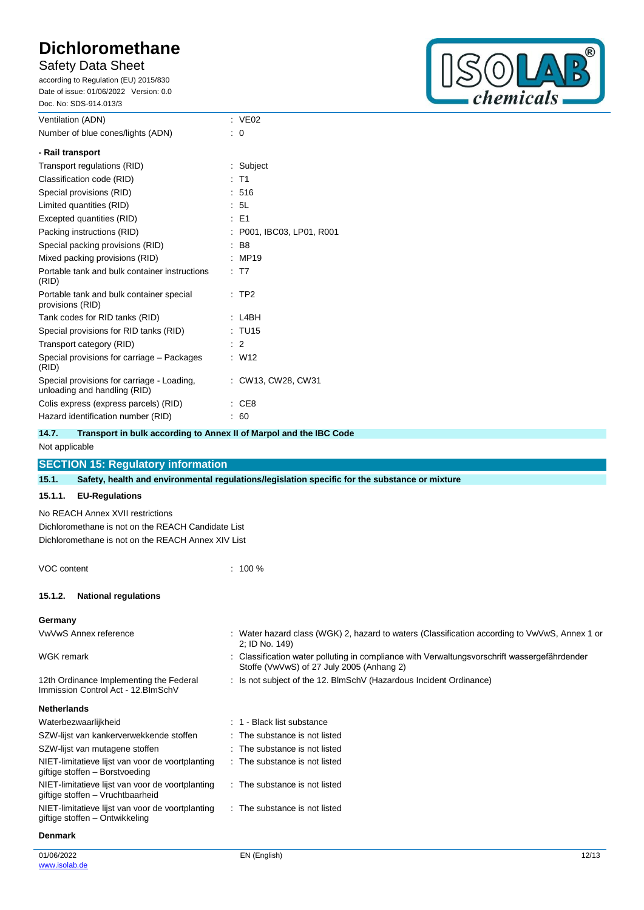| | |
|---|---|
| Ventilation (ADN) | : VE02 |
| Number of blue cones/lights (ADN) | : 0 |

**- Rail transport**

| | |
|---|---|
| Transport regulations (RID) | : Subject |
| Classification code (RID) | : T1 |
| Special provisions (RID) | : 516 |
| Limited quantities (RID) | : 5L |
| Excepted quantities (RID) | : E1 |
| Packing instructions (RID) | : P001, IBC03, LP01, R001 |
| Special packing provisions (RID) | : B8 |
| Mixed packing provisions (RID) | : MP19 |
| Portable tank and bulk container instructions (RID) | : T7 |
| Portable tank and bulk container special provisions (RID) | : TP2 |
| Tank codes for RID tanks (RID) | : L4BH |
| Special provisions for RID tanks (RID) | : TU15 |
| Transport category (RID) | : 2 |
| Special provisions for carriage – Packages (RID) | : W12 |
| Special provisions for carriage - Loading, unloading and handling (RID) | : CW13, CW28, CW31 |
| Colis express (express parcels) (RID) | : CE8 |
| Hazard identification number (RID) | : 60 |

### 14.7. Transport in bulk according to Annex II of Marpol and the IBC Code

Not applicable

## SECTION 15: Regulatory information

### 15.1. Safety, health and environmental regulations/legislation specific for the substance or mixture

#### 15.1.1. EU-Regulations

No REACH Annex XVII restrictions

Dichloromethane is not on the REACH Candidate List

Dichloromethane is not on the REACH Annex XIV List

| | |
|---|---|
| VOC content | : 100 % |

#### 15.1.2. National regulations

**Germany**

| | |
|---|---|
| VwVwS Annex reference | : Water hazard class (WGK) 2, hazard to waters (Classification according to VwVwS, Annex 1 or 2; ID No. 149) |
| WGK remark | : Classification water polluting in compliance with Verwaltungsvorschrift wassergefährdender Stoffe (VwVwS) of 27 July 2005 (Anhang 2) |
| 12th Ordinance Implementing the Federal Immission Control Act - 12.BImSchV | : Is not subject of the 12. BlmSchV (Hazardous Incident Ordinance) |

**Netherlands**

| | |
|---|---|
| Waterbezwaarlijkheid | : 1 - Black list substance |
| SZW-lijst van kankerverwekkende stoffen | : The substance is not listed |
| SZW-lijst van mutagene stoffen | : The substance is not listed |
| NIET-limitatieve lijst van voor de voortplanting giftige stoffen – Borstvoeding | : The substance is not listed |
| NIET-limitatieve lijst van voor de voortplanting giftige stoffen – Vruchtbaarheid | : The substance is not listed |
| NIET-limitatieve lijst van voor de voortplanting giftige stoffen – Ontwikkeling | : The substance is not listed |

**Denmark**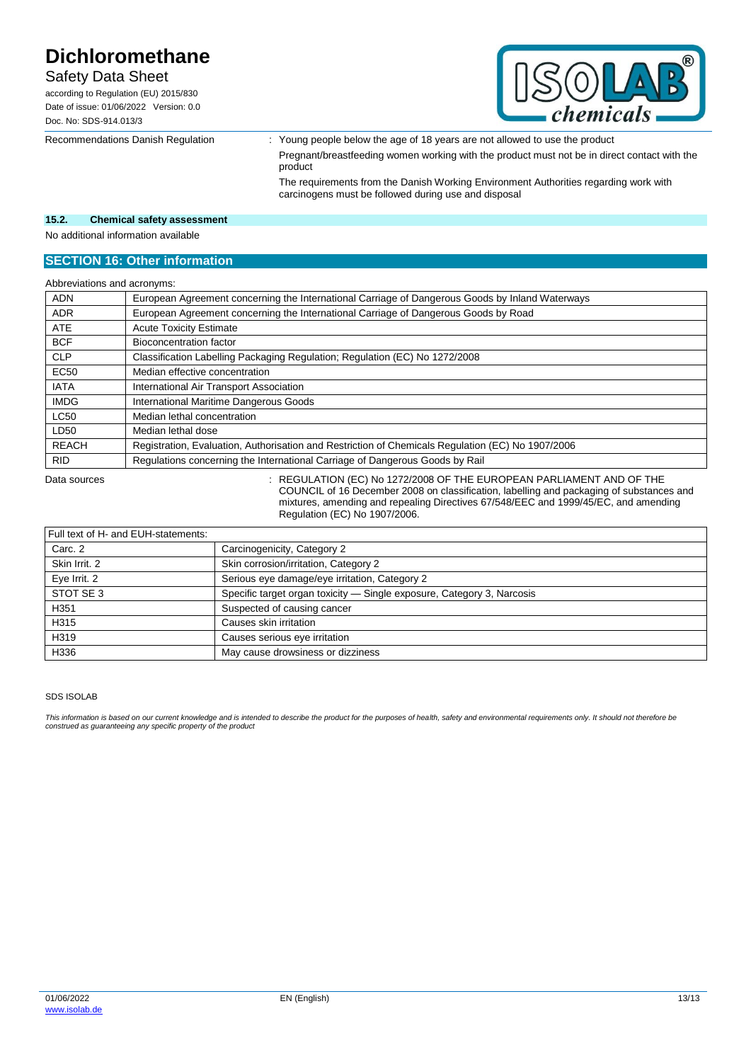Recommendations Danish Regulation : Young people below the age of 18 years are not allowed to use the product

Pregnant/breastfeeding women working with the product must not be in direct contact with the product

The requirements from the Danish Working Environment Authorities regarding work with carcinogens must be followed during use and disposal

### 15.2. Chemical safety assessment

No additional information available

## SECTION 16: Other information

Abbreviations and acronyms:

| | |
|---|---|
| ADN | European Agreement concerning the International Carriage of Dangerous Goods by Inland Waterways |
| ADR | European Agreement concerning the International Carriage of Dangerous Goods by Road |
| ATE | Acute Toxicity Estimate |
| BCF | Bioconcentration factor |
| CLP | Classification Labelling Packaging Regulation; Regulation (EC) No 1272/2008 |
| EC50 | Median effective concentration |
| IATA | International Air Transport Association |
| IMDG | International Maritime Dangerous Goods |
| LC50 | Median lethal concentration |
| LD50 | Median lethal dose |
| REACH | Registration, Evaluation, Authorisation and Restriction of Chemicals Regulation (EC) No 1907/2006 |
| RID | Regulations concerning the International Carriage of Dangerous Goods by Rail |

Data sources : REGULATION (EC) No 1272/2008 OF THE EUROPEAN PARLIAMENT AND OF THE COUNCIL of 16 December 2008 on classification, labelling and packaging of substances and mixtures, amending and repealing Directives 67/548/EEC and 1999/45/EC, and amending Regulation (EC) No 1907/2006.

| Full text of H- and EUH-statements: | |
|---|---|
| Carc. 2 | Carcinogenicity, Category 2 |
| Skin Irrit. 2 | Skin corrosion/irritation, Category 2 |
| Eye Irrit. 2 | Serious eye damage/eye irritation, Category 2 |
| STOT SE 3 | Specific target organ toxicity — Single exposure, Category 3, Narcosis |
| H351 | Suspected of causing cancer |
| H315 | Causes skin irritation |
| H319 | Causes serious eye irritation |
| H336 | May cause drowsiness or dizziness |

SDS ISOLAB

*This information is based on our current knowledge and is intended to describe the product for the purposes of health, safety and environmental requirements only. It should not therefore be construed as guaranteeing any specific property of the product*